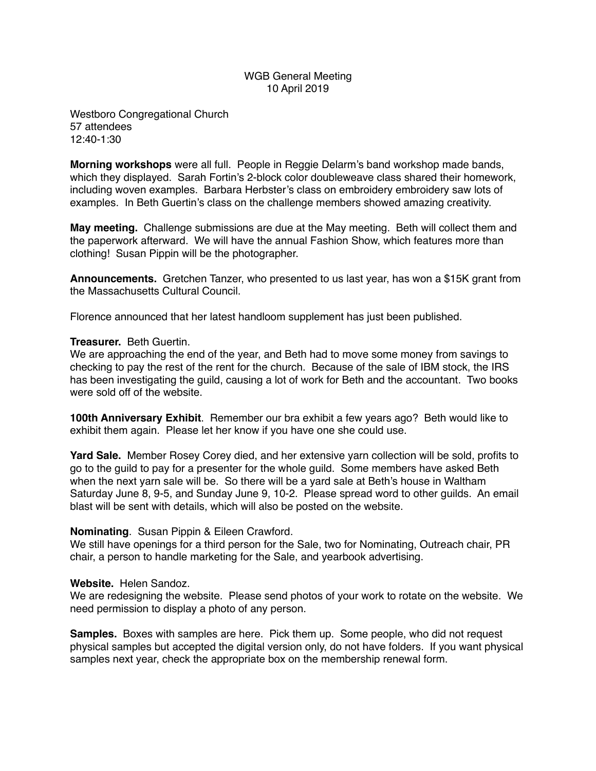WGB General Meeting
10 April 2019

Westboro Congregational Church
57 attendees
12:40-1:30

**Morning workshops** were all full. People in Reggie Delarm's band workshop made bands, which they displayed. Sarah Fortin's 2-block color doubleweave class shared their homework, including woven examples. Barbara Herbster's class on embroidery embroidery saw lots of examples. In Beth Guertin's class on the challenge members showed amazing creativity.

**May meeting.** Challenge submissions are due at the May meeting. Beth will collect them and the paperwork afterward. We will have the annual Fashion Show, which features more than clothing! Susan Pippin will be the photographer.

**Announcements.** Gretchen Tanzer, who presented to us last year, has won a $15K grant from the Massachusetts Cultural Council.

Florence announced that her latest handloom supplement has just been published.

**Treasurer.** Beth Guertin.
We are approaching the end of the year, and Beth had to move some money from savings to checking to pay the rest of the rent for the church. Because of the sale of IBM stock, the IRS has been investigating the guild, causing a lot of work for Beth and the accountant. Two books were sold off of the website.

**100th Anniversary Exhibit**. Remember our bra exhibit a few years ago? Beth would like to exhibit them again. Please let her know if you have one she could use.

**Yard Sale.** Member Rosey Corey died, and her extensive yarn collection will be sold, profits to go to the guild to pay for a presenter for the whole guild. Some members have asked Beth when the next yarn sale will be. So there will be a yard sale at Beth's house in Waltham Saturday June 8, 9-5, and Sunday June 9, 10-2. Please spread word to other guilds. An email blast will be sent with details, which will also be posted on the website.

**Nominating**. Susan Pippin & Eileen Crawford.
We still have openings for a third person for the Sale, two for Nominating, Outreach chair, PR chair, a person to handle marketing for the Sale, and yearbook advertising.

**Website.** Helen Sandoz.
We are redesigning the website. Please send photos of your work to rotate on the website. We need permission to display a photo of any person.

**Samples.** Boxes with samples are here. Pick them up. Some people, who did not request physical samples but accepted the digital version only, do not have folders. If you want physical samples next year, check the appropriate box on the membership renewal form.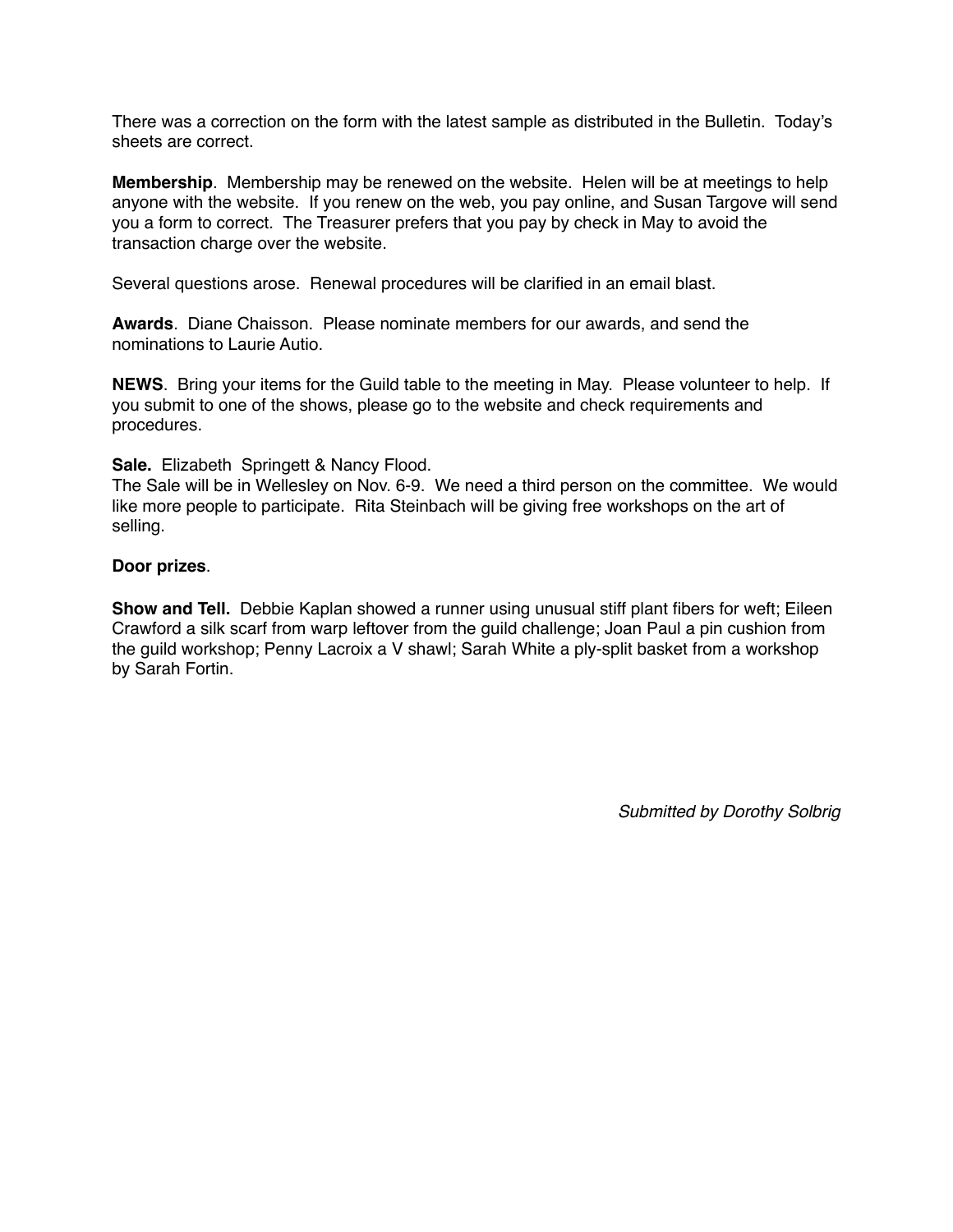There was a correction on the form with the latest sample as distributed in the Bulletin. Today's sheets are correct.

**Membership**. Membership may be renewed on the website. Helen will be at meetings to help anyone with the website. If you renew on the web, you pay online, and Susan Targove will send you a form to correct. The Treasurer prefers that you pay by check in May to avoid the transaction charge over the website.

Several questions arose. Renewal procedures will be clarified in an email blast.

**Awards**. Diane Chaisson. Please nominate members for our awards, and send the nominations to Laurie Autio.

**NEWS**. Bring your items for the Guild table to the meeting in May. Please volunteer to help. If you submit to one of the shows, please go to the website and check requirements and procedures.

**Sale.** Elizabeth Springett & Nancy Flood.
The Sale will be in Wellesley on Nov. 6-9. We need a third person on the committee. We would like more people to participate. Rita Steinbach will be giving free workshops on the art of selling.

**Door prizes**.

**Show and Tell.** Debbie Kaplan showed a runner using unusual stiff plant fibers for weft; Eileen Crawford a silk scarf from warp leftover from the guild challenge; Joan Paul a pin cushion from the guild workshop; Penny Lacroix a V shawl; Sarah White a ply-split basket from a workshop by Sarah Fortin.

*Submitted by Dorothy Solbrig*